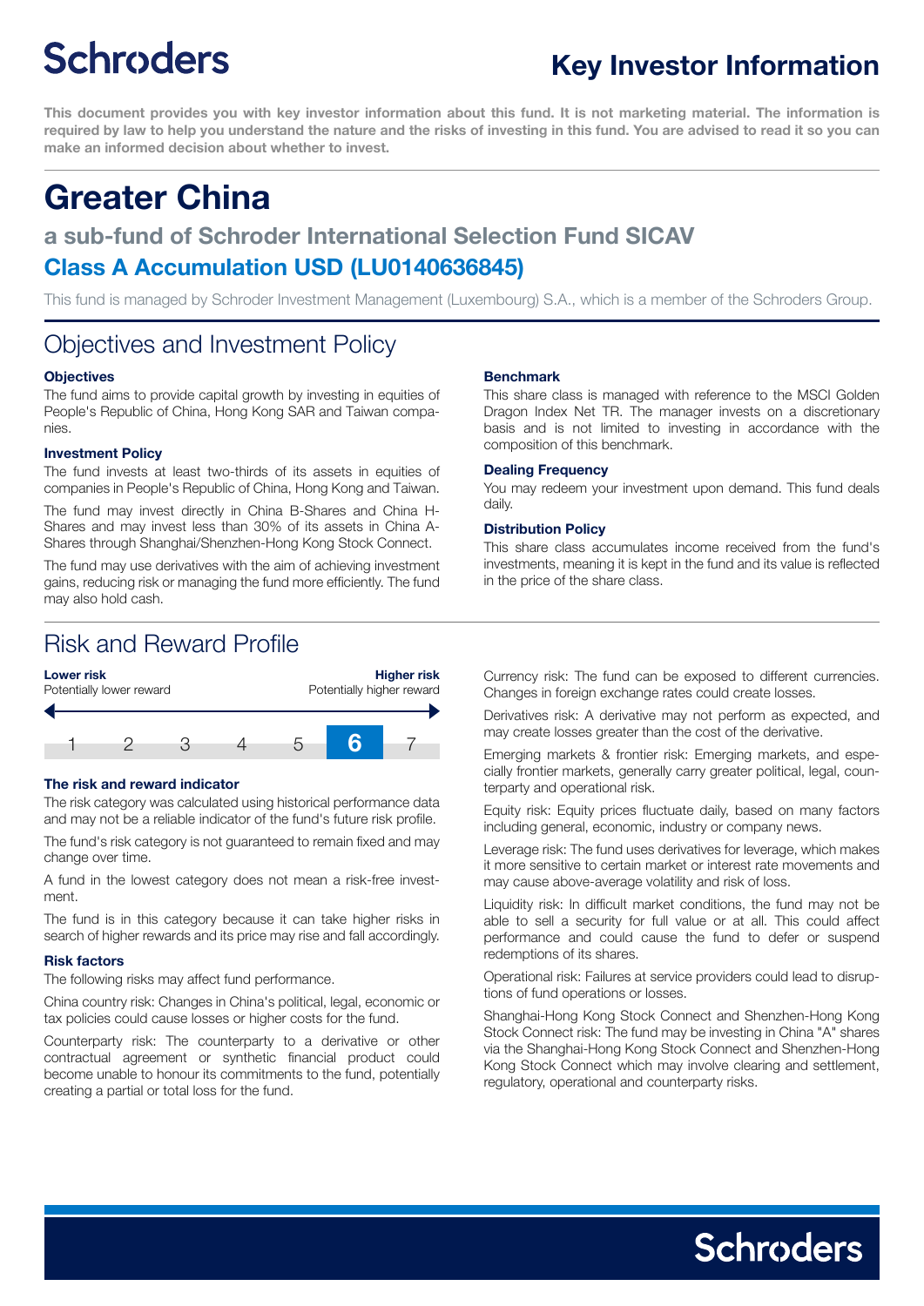# Key Investor Information

**This document provides you with key investor information about this fund. It is not marketing material. The information is required by law to help you understand the nature and the risks of investing in this fund. You are advised to read it so you can make an informed decision about whether to invest.**

# Greater China

## a sub-fund of Schroder International Selection Fund SICAV

## Class A Accumulation USD (LU0140636845)

This fund is managed by Schroder Investment Management (Luxembourg) S.A., which is a member of the Schroders Group.

## Objectives and Investment Policy

### Objectives

The fund aims to provide capital growth by investing in equities of People's Republic of China, Hong Kong SAR and Taiwan companies.

### Investment Policy

The fund invests at least two-thirds of its assets in equities of companies in People's Republic of China, Hong Kong and Taiwan.

The fund may invest directly in China B-Shares and China H-Shares and may invest less than 30% of its assets in China A-Shares through Shanghai/Shenzhen-Hong Kong Stock Connect.

The fund may use derivatives with the aim of achieving investment gains, reducing risk or managing the fund more efficiently. The fund may also hold cash.

### Benchmark

This share class is managed with reference to the MSCI Golden Dragon Index Net TR. The manager invests on a discretionary basis and is not limited to investing in accordance with the composition of this benchmark.

### Dealing Frequency

You may redeem your investment upon demand. This fund deals daily.

### Distribution Policy

This share class accumulates income received from the fund's investments, meaning it is kept in the fund and its value is reflected in the price of the share class.

## Risk and Reward Profile

| **Lower risk** Potentially lower reward | | | | | | **Higher risk** Potentially higher reward |
|---|---|---|---|---|---|---|
| 1 | 2 | 3 | 4 | 5 | **6** | 7 |

### The risk and reward indicator

The risk category was calculated using historical performance data and may not be a reliable indicator of the fund's future risk profile.

The fund's risk category is not guaranteed to remain fixed and may change over time.

A fund in the lowest category does not mean a risk-free investment.

The fund is in this category because it can take higher risks in search of higher rewards and its price may rise and fall accordingly.

### Risk factors

The following risks may affect fund performance.

China country risk: Changes in China's political, legal, economic or tax policies could cause losses or higher costs for the fund.

Counterparty risk: The counterparty to a derivative or other contractual agreement or synthetic financial product could become unable to honour its commitments to the fund, potentially creating a partial or total loss for the fund.

Currency risk: The fund can be exposed to different currencies. Changes in foreign exchange rates could create losses.

Derivatives risk: A derivative may not perform as expected, and may create losses greater than the cost of the derivative.

Emerging markets & frontier risk: Emerging markets, and especially frontier markets, generally carry greater political, legal, counterparty and operational risk.

Equity risk: Equity prices fluctuate daily, based on many factors including general, economic, industry or company news.

Leverage risk: The fund uses derivatives for leverage, which makes it more sensitive to certain market or interest rate movements and may cause above-average volatility and risk of loss.

Liquidity risk: In difficult market conditions, the fund may not be able to sell a security for full value or at all. This could affect performance and could cause the fund to defer or suspend redemptions of its shares.

Operational risk: Failures at service providers could lead to disruptions of fund operations or losses.

Shanghai-Hong Kong Stock Connect and Shenzhen-Hong Kong Stock Connect risk: The fund may be investing in China "A" shares via the Shanghai-Hong Kong Stock Connect and Shenzhen-Hong Kong Stock Connect which may involve clearing and settlement, regulatory, operational and counterparty risks.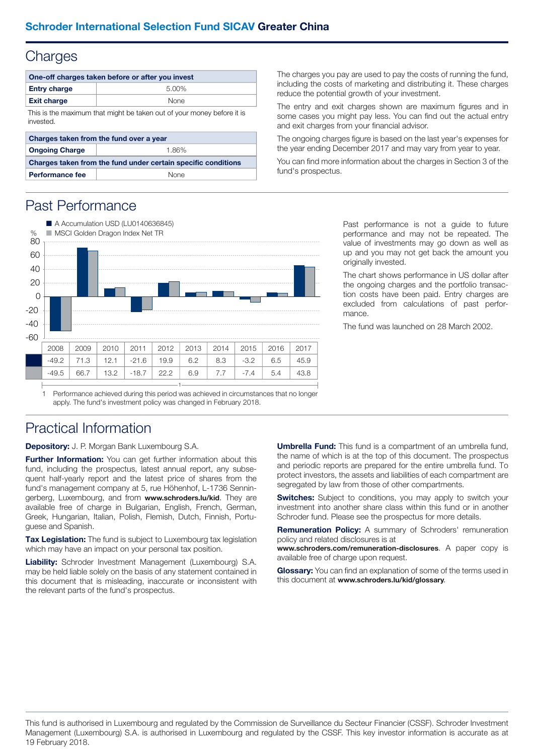# Schroder International Selection Fund SICAV Greater China

## Charges

| One-off charges taken before or after you invest | |
|---|---|
| **Entry charge** | 5.00% |
| **Exit charge** | None |

This is the maximum that might be taken out of your money before it is invested.

| Charges taken from the fund over a year | |
|---|---|
| **Ongoing Charge** | 1.86% |
| **Charges taken from the fund under certain specific conditions** | |
| **Performance fee** | None |

The charges you pay are used to pay the costs of running the fund, including the costs of marketing and distributing it. These charges reduce the potential growth of your investment.

The entry and exit charges shown are maximum figures and in some cases you might pay less. You can find out the actual entry and exit charges from your financial advisor.

The ongoing charges figure is based on the last year's expenses for the year ending December 2017 and may vary from year to year.

You can find more information about the charges in Section 3 of the fund's prospectus.

## Past Performance

A Accumulation USD (LU0140636845)
MSCI Golden Dragon Index Net TR

%
80
60
40
20
0
-20
-40
-60

| | 2008 | 2009 | 2010 | 2011 | 2012 | 2013 | 2014 | 2015 | 2016 | 2017 |
|---|---|---|---|---|---|---|---|---|---|---|
| A Accumulation USD (LU0140636845) | -49.2 | 71.3 | 12.1 | -21.6 | 19.9 | 6.2 | 8.3 | -3.2 | 6.5 | 45.9 |
| MSCI Golden Dragon Index Net TR | -49.5 | 66.7 | 13.2 | -18.7 | 22.2 | 6.9 | 7.7 | -7.4 | 5.4 | 43.8 |

1

1 Performance achieved during this period was achieved in circumstances that no longer apply. The fund's investment policy was changed in February 2018.

Past performance is not a guide to future performance and may not be repeated. The value of investments may go down as well as up and you may not get back the amount you originally invested.

The chart shows performance in US dollar after the ongoing charges and the portfolio transaction costs have been paid. Entry charges are excluded from calculations of past performance.

The fund was launched on 28 March 2002.

## Practical Information

**Depository:** J. P. Morgan Bank Luxembourg S.A.

**Further Information:** You can get further information about this fund, including the prospectus, latest annual report, any subsequent half-yearly report and the latest price of shares from the fund's management company at 5, rue Höhenhof, L-1736 Senningerberg, Luxembourg, and from **www.schroders.lu/kid**. They are available free of charge in Bulgarian, English, French, German, Greek, Hungarian, Italian, Polish, Flemish, Dutch, Finnish, Portuguese and Spanish.

**Tax Legislation:** The fund is subject to Luxembourg tax legislation which may have an impact on your personal tax position.

**Liability:** Schroder Investment Management (Luxembourg) S.A. may be held liable solely on the basis of any statement contained in this document that is misleading, inaccurate or inconsistent with the relevant parts of the fund's prospectus.

**Umbrella Fund:** This fund is a compartment of an umbrella fund, the name of which is at the top of this document. The prospectus and periodic reports are prepared for the entire umbrella fund. To protect investors, the assets and liabilities of each compartment are segregated by law from those of other compartments.

**Switches:** Subject to conditions, you may apply to switch your investment into another share class within this fund or in another Schroder fund. Please see the prospectus for more details.

**Remuneration Policy:** A summary of Schroders' remuneration policy and related disclosures is at **www.schroders.com/remuneration-disclosures**. A paper copy is available free of charge upon request.

**Glossary:** You can find an explanation of some of the terms used in this document at **www.schroders.lu/kid/glossary**.

This fund is authorised in Luxembourg and regulated by the Commission de Surveillance du Secteur Financier (CSSF). Schroder Investment Management (Luxembourg) S.A. is authorised in Luxembourg and regulated by the CSSF. This key investor information is accurate as at 19 February 2018.